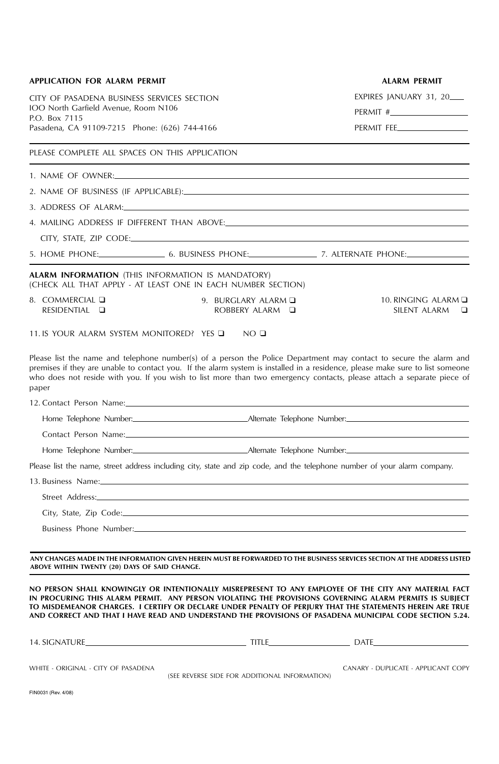**APPLICATION FOR ALARM PERMIT**

CITY OF PASADENA BUSINESS SERVICES SECTION
IOO North Garfield Avenue, Room N106
P.O. Box 7115
Pasadena, CA 91109-7215 Phone: (626) 744-4166

**ALARM PERMIT**

EXPIRES JANUARY 31, 20___

PERMIT #__________________

PERMIT FEE________________

---

PLEASE COMPLETE ALL SPACES ON THIS APPLICATION

---

1. NAME OF OWNER:____________________

2. NAME OF BUSINESS (IF APPLICABLE):____________________

3. ADDRESS OF ALARM:____________________

4. MAILING ADDRESS IF DIFFERENT THAN ABOVE:____________________

   CITY, STATE, ZIP CODE:____________________

5. HOME PHONE:__________ 6. BUSINESS PHONE:__________ 7. ALTERNATE PHONE:__________

---

**ALARM INFORMATION** (THIS INFORMATION IS MANDATORY)
(CHECK ALL THAT APPLY - AT LEAST ONE IN EACH NUMBER SECTION)

8. COMMERCIAL ❑ RESIDENTIAL ❑

9. BURGLARY ALARM ❑ ROBBERY ALARM ❑

10. RINGING ALARM ❑ SILENT ALARM ❑

11. IS YOUR ALARM SYSTEM MONITORED? YES ❑ NO ❑

Please list the name and telephone number(s) of a person the Police Department may contact to secure the alarm and premises if they are unable to contact you. If the alarm system is installed in a residence, please make sure to list someone who does not reside with you. If you wish to list more than two emergency contacts, please attach a separate piece of paper

12. Contact Person Name:____________________

    Home Telephone Number:__________ Alternate Telephone Number:__________

    Contact Person Name:____________________

    Home Telephone Number:__________ Alternate Telephone Number:__________

Please list the name, street address including city, state and zip code, and the telephone number of your alarm company.

13. Business Name:____________________

    Street Address:____________________

    City, State, Zip Code:____________________

    Business Phone Number:____________________

---

**ANY CHANGES MADE IN THE INFORMATION GIVEN HEREIN MUST BE FORWARDED TO THE BUSINESS SERVICES SECTION AT THE ADDRESS LISTED ABOVE WITHIN TWENTY (20) DAYS OF SAID CHANGE.**

---

**NO PERSON SHALL KNOWINGLY OR INTENTIONALLY MISREPRESENT TO ANY EMPLOYEE OF THE CITY ANY MATERIAL FACT IN PROCURING THIS ALARM PERMIT. ANY PERSON VIOLATING THE PROVISIONS GOVERNING ALARM PERMITS IS SUBJECT TO MISDEMEANOR CHARGES. I CERTIFY OR DECLARE UNDER PENALTY OF PERJURY THAT THE STATEMENTS HEREIN ARE TRUE AND CORRECT AND THAT I HAVE READ AND UNDERSTAND THE PROVISIONS OF PASADENA MUNICIPAL CODE SECTION 5.24.**

14. SIGNATURE____________________ TITLE__________ DATE__________

WHITE - ORIGINAL - CITY OF PASADENA

CANARY - DUPLICATE - APPLICANT COPY

(SEE REVERSE SIDE FOR ADDITIONAL INFORMATION)

FIN0031 (Rev. 4/08)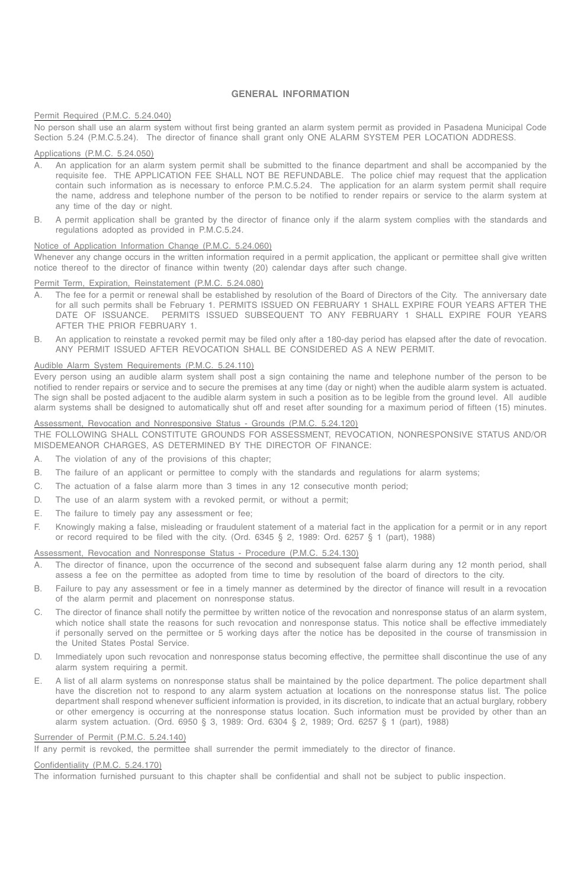## GENERAL INFORMATION

Permit Required (P.M.C. 5.24.040)

No person shall use an alarm system without first being granted an alarm system permit as provided in Pasadena Municipal Code Section 5.24 (P.M.C.5.24). The director of finance shall grant only ONE ALARM SYSTEM PER LOCATION ADDRESS.

Applications (P.M.C. 5.24.050)

A. An application for an alarm system permit shall be submitted to the finance department and shall be accompanied by the requisite fee. THE APPLICATION FEE SHALL NOT BE REFUNDABLE. The police chief may request that the application contain such information as is necessary to enforce P.M.C.5.24. The application for an alarm system permit shall require the name, address and telephone number of the person to be notified to render repairs or service to the alarm system at any time of the day or night.

B. A permit application shall be granted by the director of finance only if the alarm system complies with the standards and regulations adopted as provided in P.M.C.5.24.

Notice of Application Information Change (P.M.C. 5.24.060)

Whenever any change occurs in the written information required in a permit application, the applicant or permittee shall give written notice thereof to the director of finance within twenty (20) calendar days after such change.

Permit Term, Expiration, Reinstatement (P.M.C. 5.24.080)

A. The fee for a permit or renewal shall be established by resolution of the Board of Directors of the City. The anniversary date for all such permits shall be February 1. PERMITS ISSUED ON FEBRUARY 1 SHALL EXPIRE FOUR YEARS AFTER THE DATE OF ISSUANCE. PERMITS ISSUED SUBSEQUENT TO ANY FEBRUARY 1 SHALL EXPIRE FOUR YEARS AFTER THE PRIOR FEBRUARY 1.

B. An application to reinstate a revoked permit may be filed only after a 180-day period has elapsed after the date of revocation. ANY PERMIT ISSUED AFTER REVOCATION SHALL BE CONSIDERED AS A NEW PERMIT.

Audible Alarm System Requirements (P.M.C. 5.24.110)

Every person using an audible alarm system shall post a sign containing the name and telephone number of the person to be notified to render repairs or service and to secure the premises at any time (day or night) when the audible alarm system is actuated. The sign shall be posted adjacent to the audible alarm system in such a position as to be legible from the ground level. All audible alarm systems shall be designed to automatically shut off and reset after sounding for a maximum period of fifteen (15) minutes.

Assessment, Revocation and Nonresponsive Status - Grounds (P.M.C. 5.24.120)

THE FOLLOWING SHALL CONSTITUTE GROUNDS FOR ASSESSMENT, REVOCATION, NONRESPONSIVE STATUS AND/OR MISDEMEANOR CHARGES, AS DETERMINED BY THE DIRECTOR OF FINANCE:

A. The violation of any of the provisions of this chapter;

B. The failure of an applicant or permittee to comply with the standards and regulations for alarm systems;

C. The actuation of a false alarm more than 3 times in any 12 consecutive month period;

D. The use of an alarm system with a revoked permit, or without a permit;

E. The failure to timely pay any assessment or fee;

F. Knowingly making a false, misleading or fraudulent statement of a material fact in the application for a permit or in any report or record required to be filed with the city. (Ord. 6345 § 2, 1989: Ord. 6257 § 1 (part), 1988)

Assessment, Revocation and Nonresponse Status - Procedure (P.M.C. 5.24.130)

A. The director of finance, upon the occurrence of the second and subsequent false alarm during any 12 month period, shall assess a fee on the permittee as adopted from time to time by resolution of the board of directors to the city.

B. Failure to pay any assessment or fee in a timely manner as determined by the director of finance will result in a revocation of the alarm permit and placement on nonresponse status.

C. The director of finance shall notify the permittee by written notice of the revocation and nonresponse status of an alarm system, which notice shall state the reasons for such revocation and nonresponse status. This notice shall be effective immediately if personally served on the permittee or 5 working days after the notice has be deposited in the course of transmission in the United States Postal Service.

D. Immediately upon such revocation and nonresponse status becoming effective, the permittee shall discontinue the use of any alarm system requiring a permit.

E. A list of all alarm systems on nonresponse status shall be maintained by the police department. The police department shall have the discretion not to respond to any alarm system actuation at locations on the nonresponse status list. The police department shall respond whenever sufficient information is provided, in its discretion, to indicate that an actual burglary, robbery or other emergency is occurring at the nonresponse status location. Such information must be provided by other than an alarm system actuation. (Ord. 6950 § 3, 1989: Ord. 6304 § 2, 1989; Ord. 6257 § 1 (part), 1988)

Surrender of Permit (P.M.C. 5.24.140)

If any permit is revoked, the permittee shall surrender the permit immediately to the director of finance.

Confidentiality (P.M.C. 5.24.170)

The information furnished pursuant to this chapter shall be confidential and shall not be subject to public inspection.